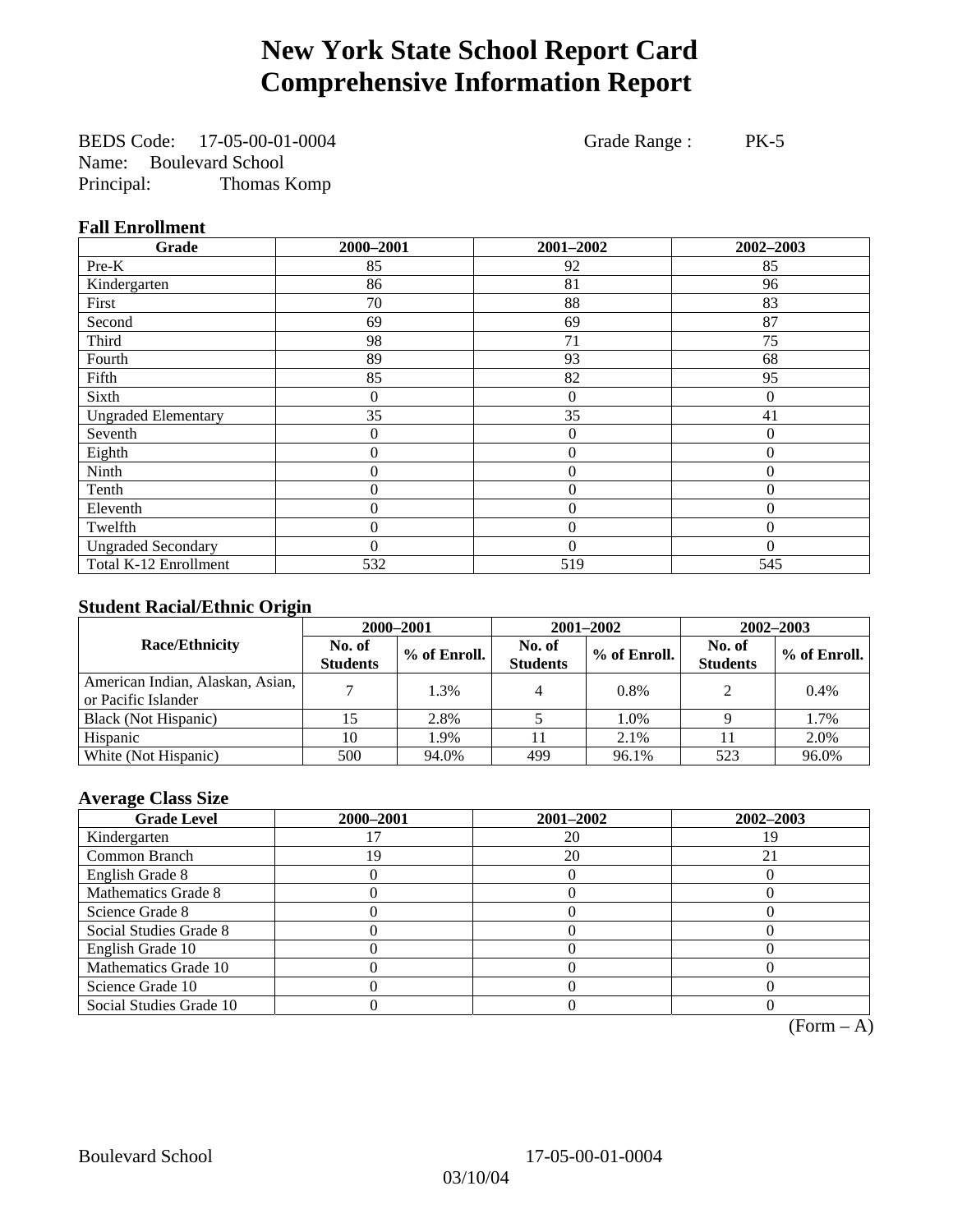# New York State School Report Card
# Comprehensive Information Report

BEDS Code: 17-05-00-01-0004 Grade Range : PK-5
Name: Boulevard School
Principal: Thomas Komp

### Fall Enrollment

| Grade | 2000–2001 | 2001–2002 | 2002–2003 |
|---|---|---|---|
| Pre-K | 85 | 92 | 85 |
| Kindergarten | 86 | 81 | 96 |
| First | 70 | 88 | 83 |
| Second | 69 | 69 | 87 |
| Third | 98 | 71 | 75 |
| Fourth | 89 | 93 | 68 |
| Fifth | 85 | 82 | 95 |
| Sixth | 0 | 0 | 0 |
| Ungraded Elementary | 35 | 35 | 41 |
| Seventh | 0 | 0 | 0 |
| Eighth | 0 | 0 | 0 |
| Ninth | 0 | 0 | 0 |
| Tenth | 0 | 0 | 0 |
| Eleventh | 0 | 0 | 0 |
| Twelfth | 0 | 0 | 0 |
| Ungraded Secondary | 0 | 0 | 0 |
| Total K-12 Enrollment | 532 | 519 | 545 |

### Student Racial/Ethnic Origin

| Race/Ethnicity | 2000–2001 | | 2001–2002 | | 2002–2003 | |
|---|---|---|---|---|---|---|
| | No. of Students | % of Enroll. | No. of Students | % of Enroll. | No. of Students | % of Enroll. |
| American Indian, Alaskan, Asian, or Pacific Islander | 7 | 1.3% | 4 | 0.8% | 2 | 0.4% |
| Black (Not Hispanic) | 15 | 2.8% | 5 | 1.0% | 9 | 1.7% |
| Hispanic | 10 | 1.9% | 11 | 2.1% | 11 | 2.0% |
| White (Not Hispanic) | 500 | 94.0% | 499 | 96.1% | 523 | 96.0% |

### Average Class Size

| Grade Level | 2000–2001 | 2001–2002 | 2002–2003 |
|---|---|---|---|
| Kindergarten | 17 | 20 | 19 |
| Common Branch | 19 | 20 | 21 |
| English Grade 8 | 0 | 0 | 0 |
| Mathematics Grade 8 | 0 | 0 | 0 |
| Science Grade 8 | 0 | 0 | 0 |
| Social Studies Grade 8 | 0 | 0 | 0 |
| English Grade 10 | 0 | 0 | 0 |
| Mathematics Grade 10 | 0 | 0 | 0 |
| Science Grade 10 | 0 | 0 | 0 |
| Social Studies Grade 10 | 0 | 0 | 0 |

(Form – A)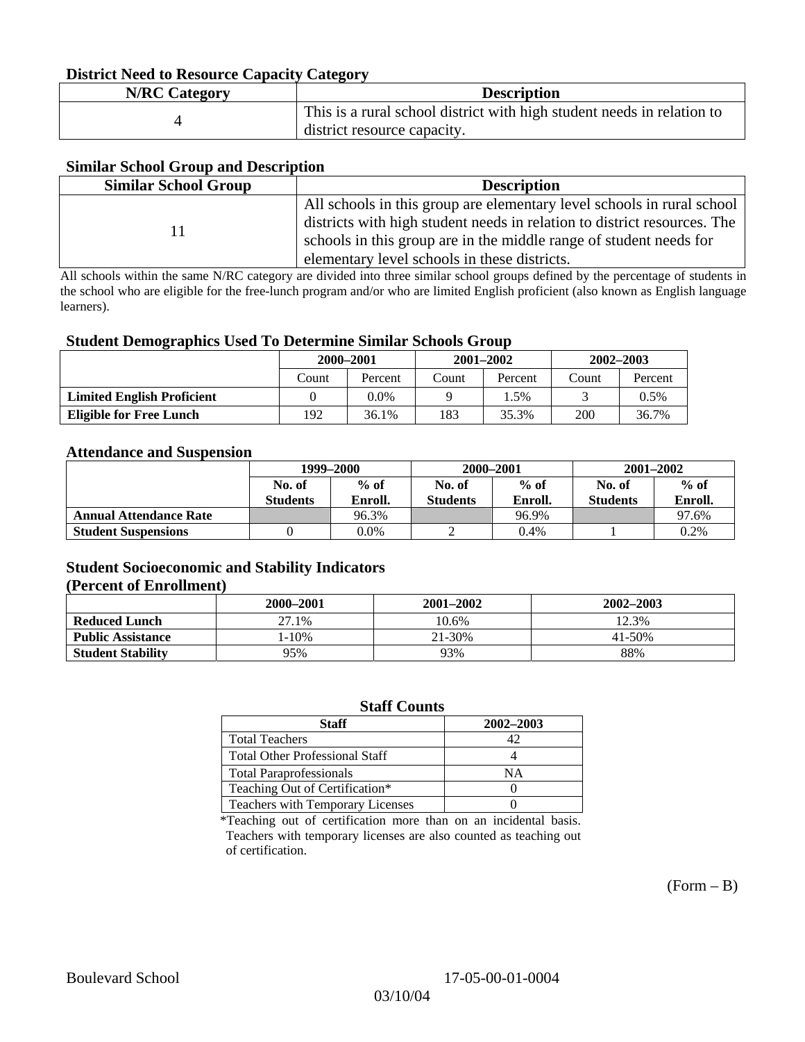### District Need to Resource Capacity Category

| N/RC Category | Description |
|---|---|
| 4 | This is a rural school district with high student needs in relation to district resource capacity. |

### Similar School Group and Description

| Similar School Group | Description |
|---|---|
| 11 | All schools in this group are elementary level schools in rural school districts with high student needs in relation to district resources. The schools in this group are in the middle range of student needs for elementary level schools in these districts. |

All schools within the same N/RC category are divided into three similar school groups defined by the percentage of students in the school who are eligible for the free-lunch program and/or who are limited English proficient (also known as English language learners).

### Student Demographics Used To Determine Similar Schools Group

| | 2000–2001 | | 2001–2002 | | 2002–2003 | |
|---|---|---|---|---|---|---|
| | Count | Percent | Count | Percent | Count | Percent |
| **Limited English Proficient** | 0 | 0.0% | 9 | 1.5% | 3 | 0.5% |
| **Eligible for Free Lunch** | 192 | 36.1% | 183 | 35.3% | 200 | 36.7% |

### Attendance and Suspension

| | 1999–2000 | | 2000–2001 | | 2001–2002 | |
|---|---|---|---|---|---|---|
| | No. of Students | % of Enroll. | No. of Students | % of Enroll. | No. of Students | % of Enroll. |
| **Annual Attendance Rate** | | 96.3% | | 96.9% | | 97.6% |
| **Student Suspensions** | 0 | 0.0% | 2 | 0.4% | 1 | 0.2% |

### Student Socioeconomic and Stability Indicators
### (Percent of Enrollment)

| | 2000–2001 | 2001–2002 | 2002–2003 |
|---|---|---|---|
| **Reduced Lunch** | 27.1% | 10.6% | 12.3% |
| **Public Assistance** | 1-10% | 21-30% | 41-50% |
| **Student Stability** | 95% | 93% | 88% |

### Staff Counts

| Staff | 2002–2003 |
|---|---|
| Total Teachers | 42 |
| Total Other Professional Staff | 4 |
| Total Paraprofessionals | NA |
| Teaching Out of Certification* | 0 |
| Teachers with Temporary Licenses | 0 |

*Teaching out of certification more than on an incidental basis. Teachers with temporary licenses are also counted as teaching out of certification.

(Form – B)

Boulevard School 17-05-00-01-0004

03/10/04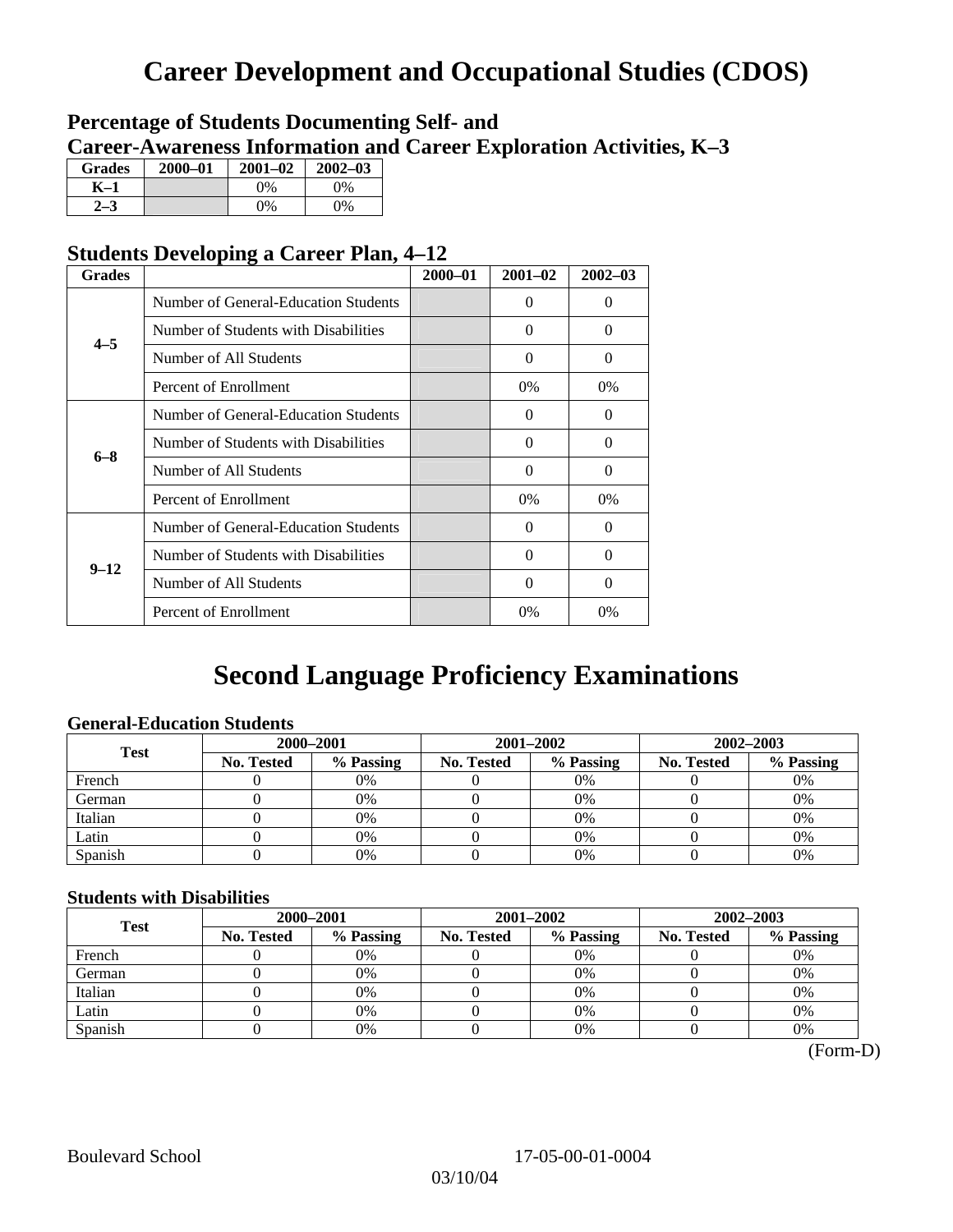# Career Development and Occupational Studies (CDOS)

## Percentage of Students Documenting Self- and Career-Awareness Information and Career Exploration Activities, K–3

| Grades | 2000–01 | 2001–02 | 2002–03 |
|---|---|---|---|
| K–1 | | 0% | 0% |
| 2–3 | | 0% | 0% |

## Students Developing a Career Plan, 4–12

| Grades | | 2000–01 | 2001–02 | 2002–03 |
|---|---|---|---|---|
| 4–5 | Number of General-Education Students | | 0 | 0 |
| | Number of Students with Disabilities | | 0 | 0 |
| | Number of All Students | | 0 | 0 |
| | Percent of Enrollment | | 0% | 0% |
| 6–8 | Number of General-Education Students | | 0 | 0 |
| | Number of Students with Disabilities | | 0 | 0 |
| | Number of All Students | | 0 | 0 |
| | Percent of Enrollment | | 0% | 0% |
| 9–12 | Number of General-Education Students | | 0 | 0 |
| | Number of Students with Disabilities | | 0 | 0 |
| | Number of All Students | | 0 | 0 |
| | Percent of Enrollment | | 0% | 0% |

# Second Language Proficiency Examinations

### General-Education Students

| Test | 2000–2001 | | 2001–2002 | | 2002–2003 | |
|---|---|---|---|---|---|---|
| | No. Tested | % Passing | No. Tested | % Passing | No. Tested | % Passing |
| French | 0 | 0% | 0 | 0% | 0 | 0% |
| German | 0 | 0% | 0 | 0% | 0 | 0% |
| Italian | 0 | 0% | 0 | 0% | 0 | 0% |
| Latin | 0 | 0% | 0 | 0% | 0 | 0% |
| Spanish | 0 | 0% | 0 | 0% | 0 | 0% |

### Students with Disabilities

| Test | 2000–2001 | | 2001–2002 | | 2002–2003 | |
|---|---|---|---|---|---|---|
| | No. Tested | % Passing | No. Tested | % Passing | No. Tested | % Passing |
| French | 0 | 0% | 0 | 0% | 0 | 0% |
| German | 0 | 0% | 0 | 0% | 0 | 0% |
| Italian | 0 | 0% | 0 | 0% | 0 | 0% |
| Latin | 0 | 0% | 0 | 0% | 0 | 0% |
| Spanish | 0 | 0% | 0 | 0% | 0 | 0% |

(Form-D)

Boulevard School 17-05-00-01-0004

03/10/04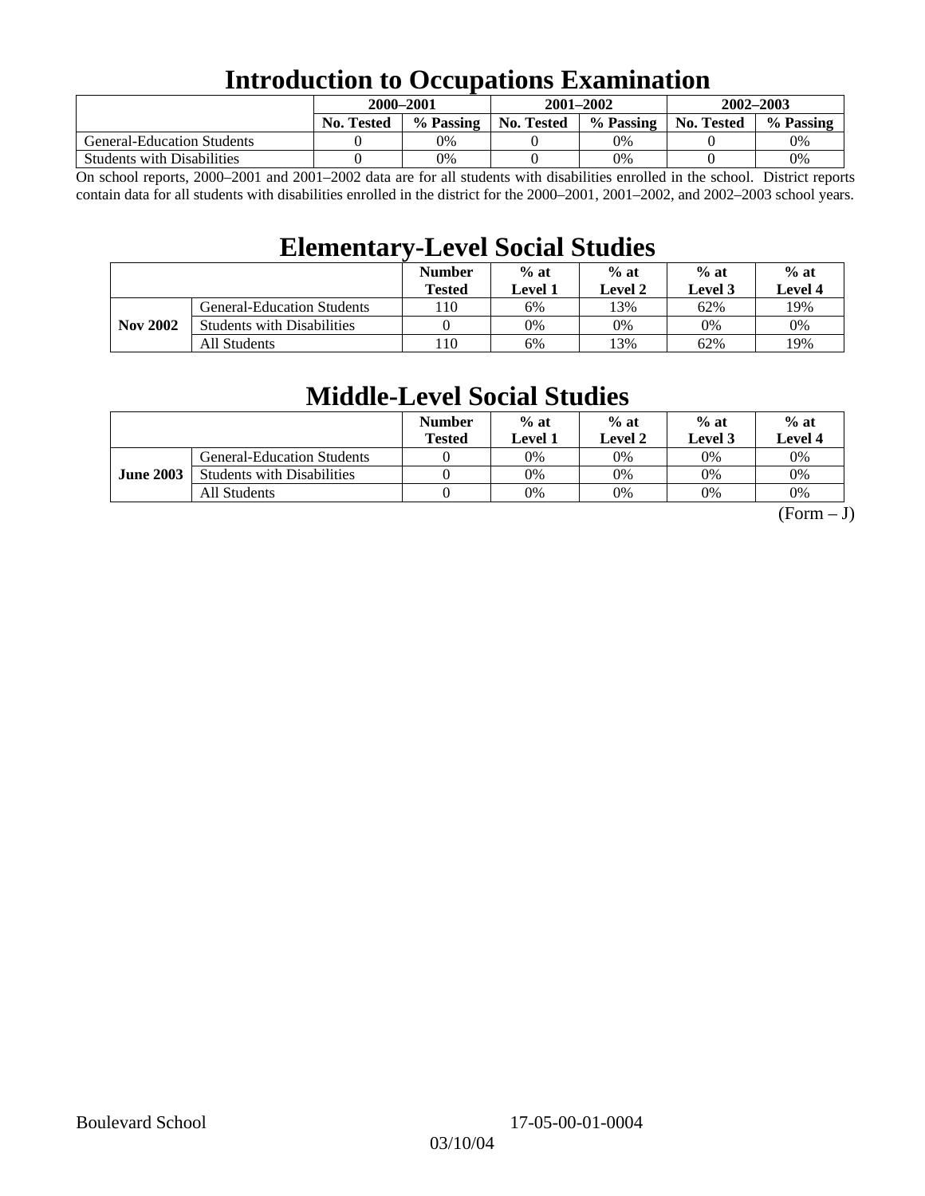# Introduction to Occupations Examination

| | 2000–2001 | | 2001–2002 | | 2002–2003 | |
|---|---|---|---|---|---|---|
| | No. Tested | % Passing | No. Tested | % Passing | No. Tested | % Passing |
| General-Education Students | 0 | 0% | 0 | 0% | 0 | 0% |
| Students with Disabilities | 0 | 0% | 0 | 0% | 0 | 0% |

On school reports, 2000–2001 and 2001–2002 data are for all students with disabilities enrolled in the school. District reports contain data for all students with disabilities enrolled in the district for the 2000–2001, 2001–2002, and 2002–2003 school years.

# Elementary-Level Social Studies

| | | Number Tested | % at Level 1 | % at Level 2 | % at Level 3 | % at Level 4 |
|---|---|---|---|---|---|---|
| Nov 2002 | General-Education Students | 110 | 6% | 13% | 62% | 19% |
| | Students with Disabilities | 0 | 0% | 0% | 0% | 0% |
| | All Students | 110 | 6% | 13% | 62% | 19% |

# Middle-Level Social Studies

| | | Number Tested | % at Level 1 | % at Level 2 | % at Level 3 | % at Level 4 |
|---|---|---|---|---|---|---|
| June 2003 | General-Education Students | 0 | 0% | 0% | 0% | 0% |
| | Students with Disabilities | 0 | 0% | 0% | 0% | 0% |
| | All Students | 0 | 0% | 0% | 0% | 0% |

(Form – J)

Boulevard School 17-05-00-01-0004

03/10/04